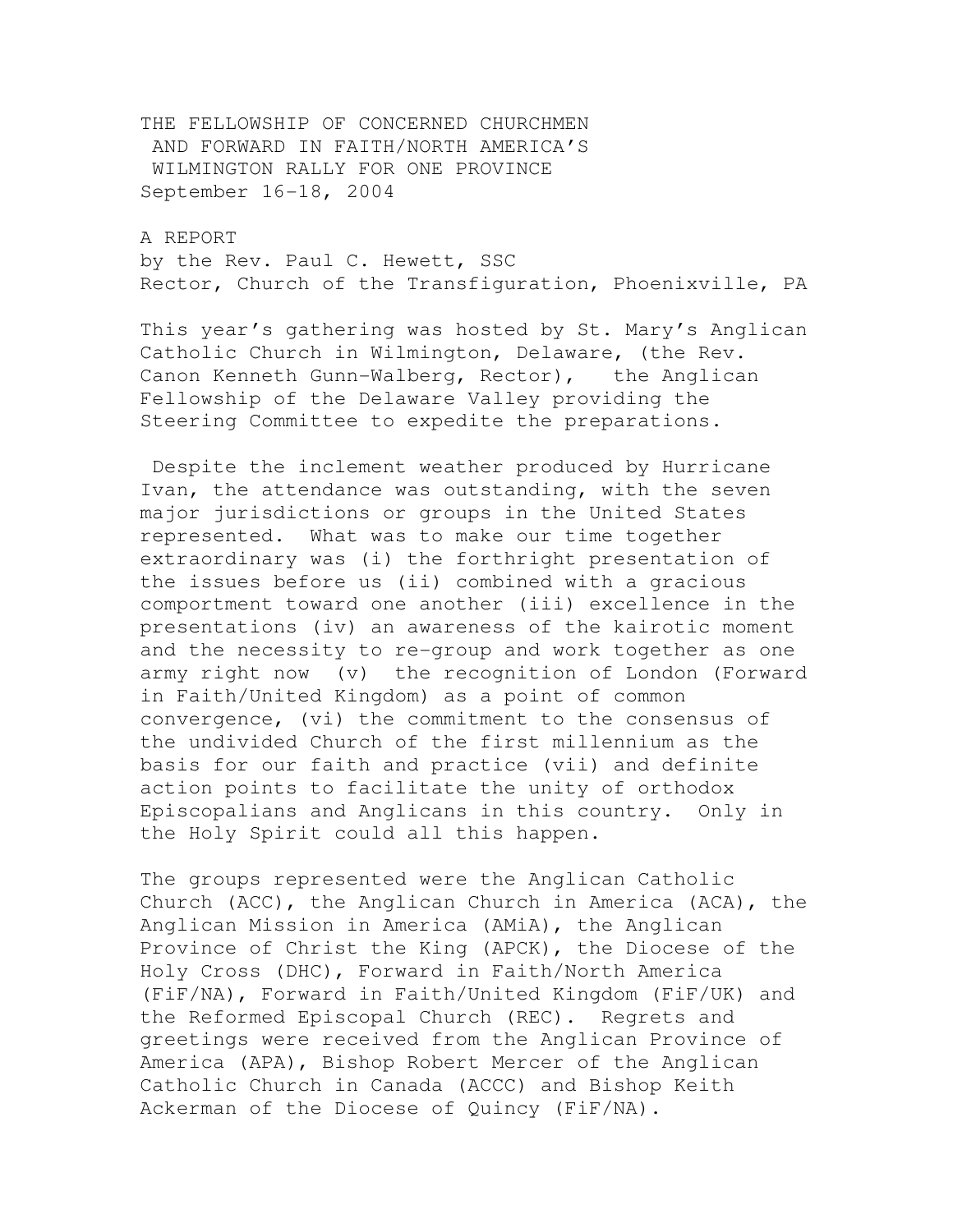# THE FELLOWSHIP OF CONCERNED CHURCHMEN AND FORWARD IN FAITH/NORTH AMERICA'S WILMINGTON RALLY FOR ONE PROVINCE

September 16-18, 2004

A REPORT
by the Rev. Paul C. Hewett, SSC
Rector, Church of the Transfiguration, Phoenixville, PA

This year's gathering was hosted by St. Mary's Anglican Catholic Church in Wilmington, Delaware, (the Rev. Canon Kenneth Gunn-Walberg, Rector), the Anglican Fellowship of the Delaware Valley providing the Steering Committee to expedite the preparations.

Despite the inclement weather produced by Hurricane Ivan, the attendance was outstanding, with the seven major jurisdictions or groups in the United States represented. What was to make our time together extraordinary was (i) the forthright presentation of the issues before us (ii) combined with a gracious comportment toward one another (iii) excellence in the presentations (iv) an awareness of the kairotic moment and the necessity to re-group and work together as one army right now (v) the recognition of London (Forward in Faith/United Kingdom) as a point of common convergence, (vi) the commitment to the consensus of the undivided Church of the first millennium as the basis for our faith and practice (vii) and definite action points to facilitate the unity of orthodox Episcopalians and Anglicans in this country. Only in the Holy Spirit could all this happen.

The groups represented were the Anglican Catholic Church (ACC), the Anglican Church in America (ACA), the Anglican Mission in America (AMiA), the Anglican Province of Christ the King (APCK), the Diocese of the Holy Cross (DHC), Forward in Faith/North America (FiF/NA), Forward in Faith/United Kingdom (FiF/UK) and the Reformed Episcopal Church (REC). Regrets and greetings were received from the Anglican Province of America (APA), Bishop Robert Mercer of the Anglican Catholic Church in Canada (ACCC) and Bishop Keith Ackerman of the Diocese of Quincy (FiF/NA).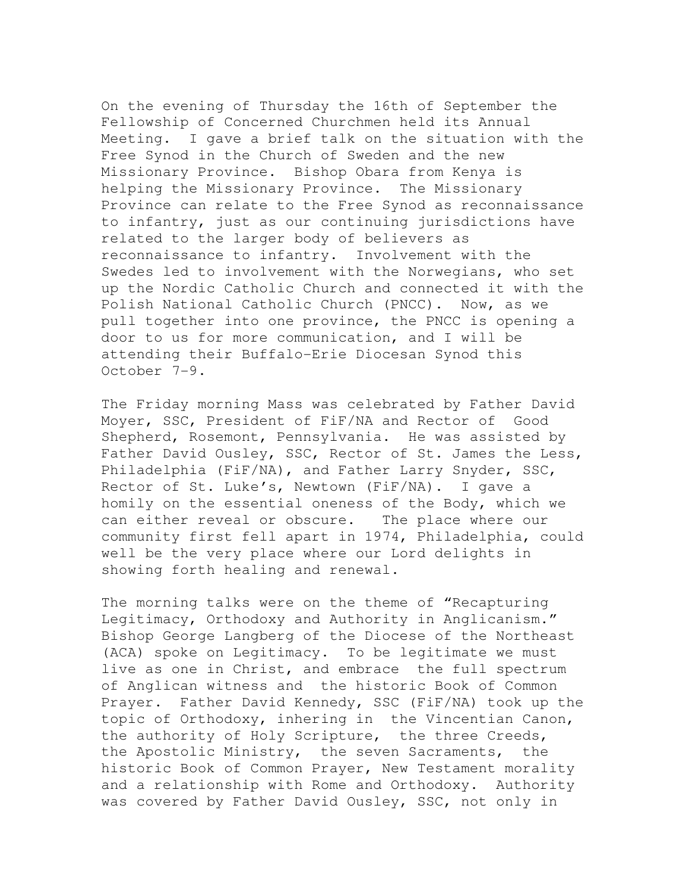On the evening of Thursday the 16th of September the Fellowship of Concerned Churchmen held its Annual Meeting. I gave a brief talk on the situation with the Free Synod in the Church of Sweden and the new Missionary Province. Bishop Obara from Kenya is helping the Missionary Province. The Missionary Province can relate to the Free Synod as reconnaissance to infantry, just as our continuing jurisdictions have related to the larger body of believers as reconnaissance to infantry. Involvement with the Swedes led to involvement with the Norwegians, who set up the Nordic Catholic Church and connected it with the Polish National Catholic Church (PNCC). Now, as we pull together into one province, the PNCC is opening a door to us for more communication, and I will be attending their Buffalo-Erie Diocesan Synod this October 7-9.

The Friday morning Mass was celebrated by Father David Moyer, SSC, President of FiF/NA and Rector of Good Shepherd, Rosemont, Pennsylvania. He was assisted by Father David Ousley, SSC, Rector of St. James the Less, Philadelphia (FiF/NA), and Father Larry Snyder, SSC, Rector of St. Luke's, Newtown (FiF/NA). I gave a homily on the essential oneness of the Body, which we can either reveal or obscure. The place where our community first fell apart in 1974, Philadelphia, could well be the very place where our Lord delights in showing forth healing and renewal.

The morning talks were on the theme of "Recapturing Legitimacy, Orthodoxy and Authority in Anglicanism." Bishop George Langberg of the Diocese of the Northeast (ACA) spoke on Legitimacy. To be legitimate we must live as one in Christ, and embrace the full spectrum of Anglican witness and the historic Book of Common Prayer. Father David Kennedy, SSC (FiF/NA) took up the topic of Orthodoxy, inhering in the Vincentian Canon, the authority of Holy Scripture, the three Creeds, the Apostolic Ministry, the seven Sacraments, the historic Book of Common Prayer, New Testament morality and a relationship with Rome and Orthodoxy. Authority was covered by Father David Ousley, SSC, not only in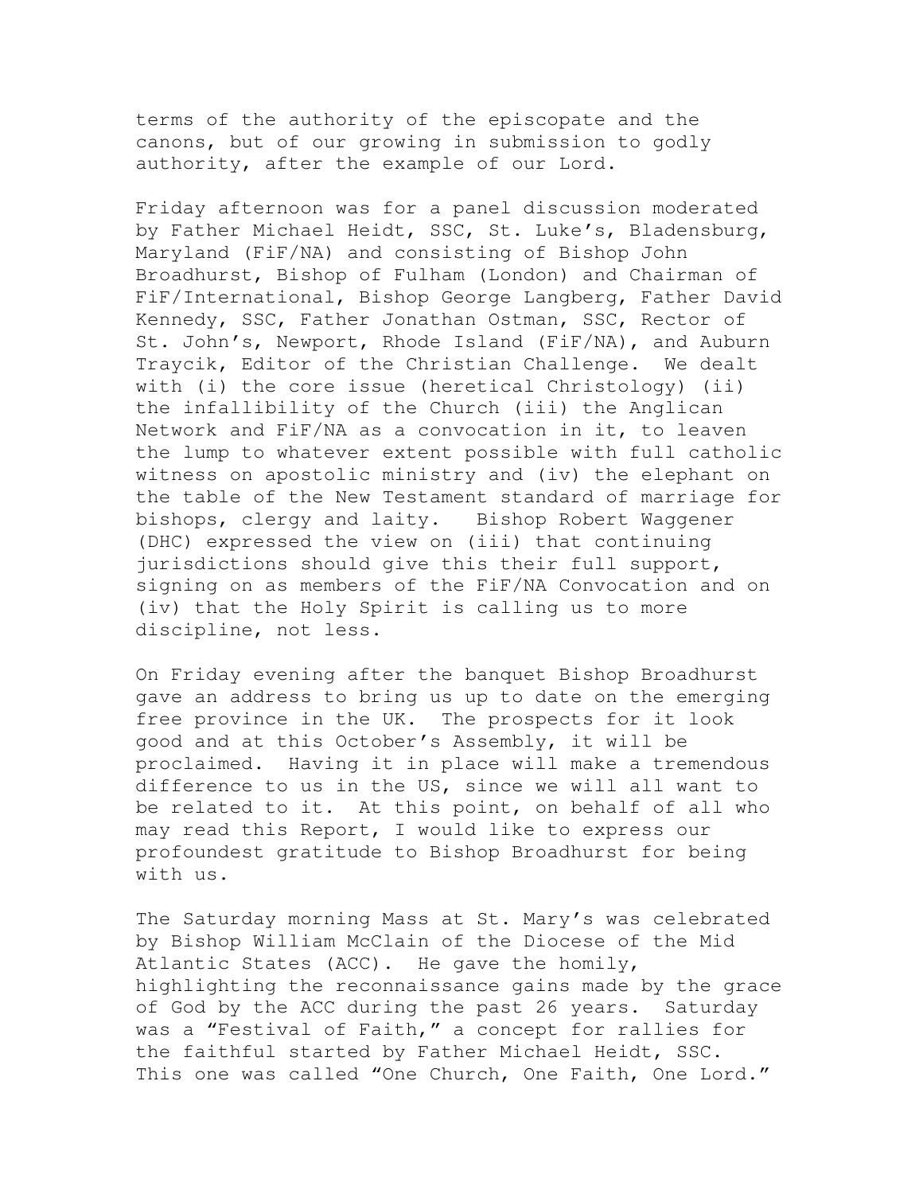terms of the authority of the episcopate and the canons, but of our growing in submission to godly authority, after the example of our Lord.

Friday afternoon was for a panel discussion moderated by Father Michael Heidt, SSC, St. Luke's, Bladensburg, Maryland (FiF/NA) and consisting of Bishop John Broadhurst, Bishop of Fulham (London) and Chairman of FiF/International, Bishop George Langberg, Father David Kennedy, SSC, Father Jonathan Ostman, SSC, Rector of St. John's, Newport, Rhode Island (FiF/NA), and Auburn Traycik, Editor of the Christian Challenge. We dealt with (i) the core issue (heretical Christology) (ii) the infallibility of the Church (iii) the Anglican Network and FiF/NA as a convocation in it, to leaven the lump to whatever extent possible with full catholic witness on apostolic ministry and (iv) the elephant on the table of the New Testament standard of marriage for bishops, clergy and laity. Bishop Robert Waggener (DHC) expressed the view on (iii) that continuing jurisdictions should give this their full support, signing on as members of the FiF/NA Convocation and on (iv) that the Holy Spirit is calling us to more discipline, not less.

On Friday evening after the banquet Bishop Broadhurst gave an address to bring us up to date on the emerging free province in the UK. The prospects for it look good and at this October's Assembly, it will be proclaimed. Having it in place will make a tremendous difference to us in the US, since we will all want to be related to it. At this point, on behalf of all who may read this Report, I would like to express our profoundest gratitude to Bishop Broadhurst for being with us.

The Saturday morning Mass at St. Mary's was celebrated by Bishop William McClain of the Diocese of the Mid Atlantic States (ACC). He gave the homily, highlighting the reconnaissance gains made by the grace of God by the ACC during the past 26 years. Saturday was a "Festival of Faith," a concept for rallies for the faithful started by Father Michael Heidt, SSC. This one was called "One Church, One Faith, One Lord."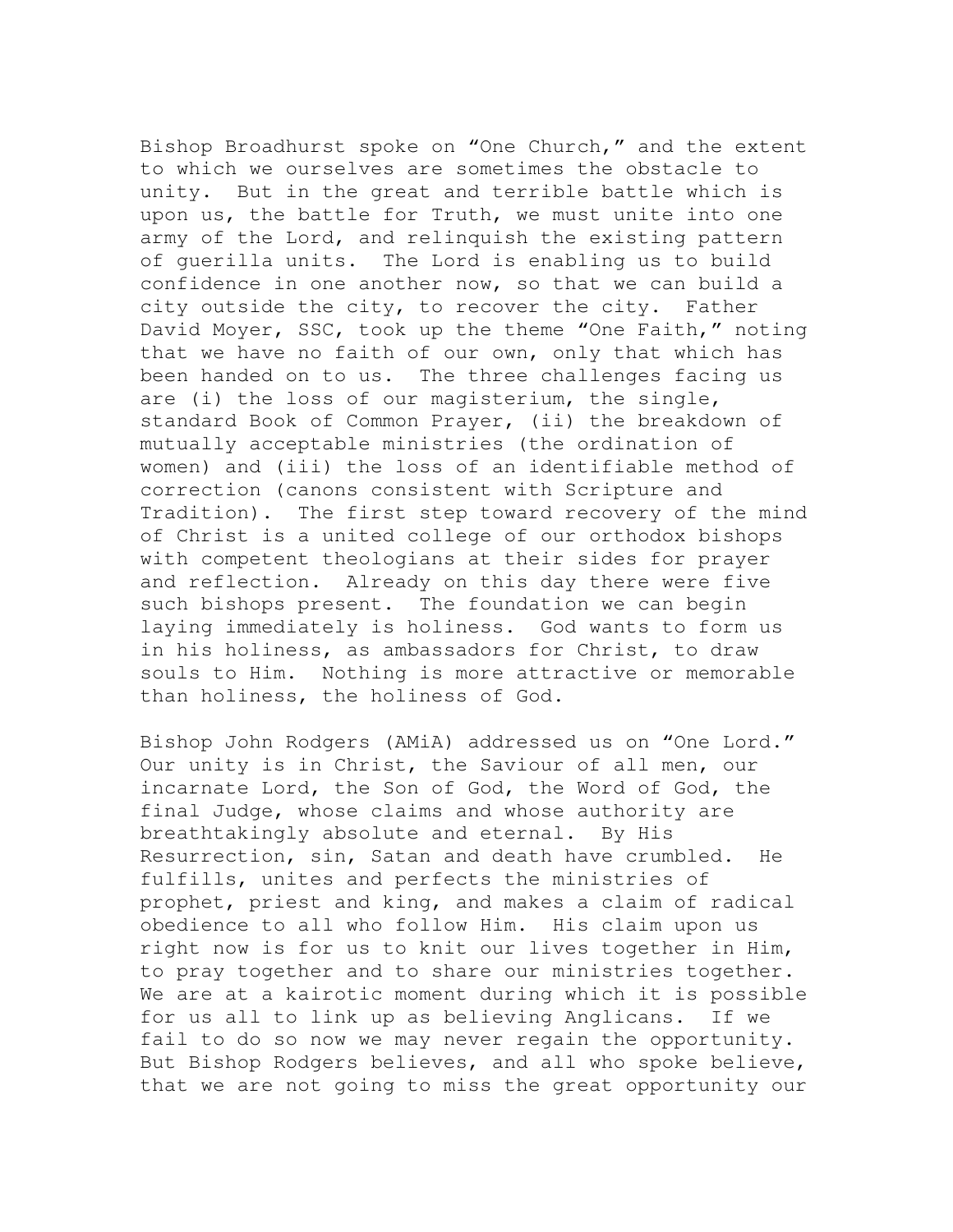Bishop Broadhurst spoke on "One Church," and the extent to which we ourselves are sometimes the obstacle to unity. But in the great and terrible battle which is upon us, the battle for Truth, we must unite into one army of the Lord, and relinquish the existing pattern of guerilla units. The Lord is enabling us to build confidence in one another now, so that we can build a city outside the city, to recover the city. Father David Moyer, SSC, took up the theme "One Faith," noting that we have no faith of our own, only that which has been handed on to us. The three challenges facing us are (i) the loss of our magisterium, the single, standard Book of Common Prayer, (ii) the breakdown of mutually acceptable ministries (the ordination of women) and (iii) the loss of an identifiable method of correction (canons consistent with Scripture and Tradition). The first step toward recovery of the mind of Christ is a united college of our orthodox bishops with competent theologians at their sides for prayer and reflection. Already on this day there were five such bishops present. The foundation we can begin laying immediately is holiness. God wants to form us in his holiness, as ambassadors for Christ, to draw souls to Him. Nothing is more attractive or memorable than holiness, the holiness of God.

Bishop John Rodgers (AMiA) addressed us on "One Lord." Our unity is in Christ, the Saviour of all men, our incarnate Lord, the Son of God, the Word of God, the final Judge, whose claims and whose authority are breathtakingly absolute and eternal. By His Resurrection, sin, Satan and death have crumbled. He fulfills, unites and perfects the ministries of prophet, priest and king, and makes a claim of radical obedience to all who follow Him. His claim upon us right now is for us to knit our lives together in Him, to pray together and to share our ministries together. We are at a kairotic moment during which it is possible for us all to link up as believing Anglicans. If we fail to do so now we may never regain the opportunity. But Bishop Rodgers believes, and all who spoke believe, that we are not going to miss the great opportunity our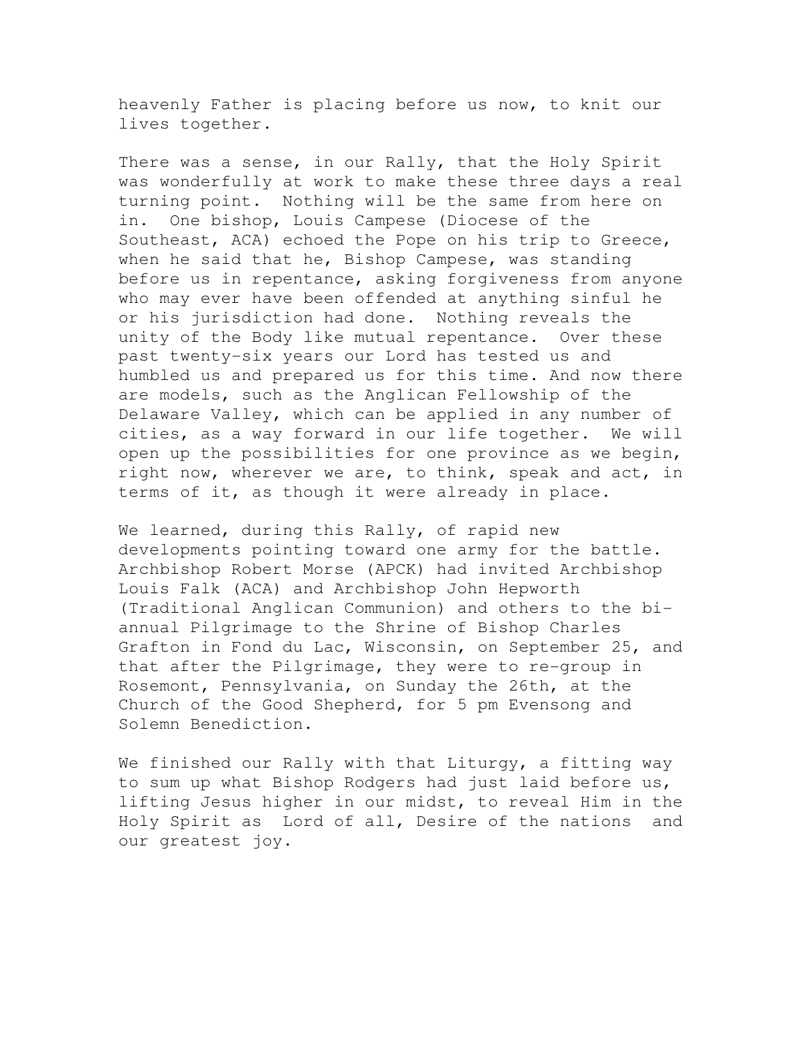heavenly Father is placing before us now, to knit our lives together.

There was a sense, in our Rally, that the Holy Spirit was wonderfully at work to make these three days a real turning point. Nothing will be the same from here on in. One bishop, Louis Campese (Diocese of the Southeast, ACA) echoed the Pope on his trip to Greece, when he said that he, Bishop Campese, was standing before us in repentance, asking forgiveness from anyone who may ever have been offended at anything sinful he or his jurisdiction had done. Nothing reveals the unity of the Body like mutual repentance. Over these past twenty-six years our Lord has tested us and humbled us and prepared us for this time. And now there are models, such as the Anglican Fellowship of the Delaware Valley, which can be applied in any number of cities, as a way forward in our life together. We will open up the possibilities for one province as we begin, right now, wherever we are, to think, speak and act, in terms of it, as though it were already in place.

We learned, during this Rally, of rapid new developments pointing toward one army for the battle. Archbishop Robert Morse (APCK) had invited Archbishop Louis Falk (ACA) and Archbishop John Hepworth (Traditional Anglican Communion) and others to the bi-annual Pilgrimage to the Shrine of Bishop Charles Grafton in Fond du Lac, Wisconsin, on September 25, and that after the Pilgrimage, they were to re-group in Rosemont, Pennsylvania, on Sunday the 26th, at the Church of the Good Shepherd, for 5 pm Evensong and Solemn Benediction.

We finished our Rally with that Liturgy, a fitting way to sum up what Bishop Rodgers had just laid before us, lifting Jesus higher in our midst, to reveal Him in the Holy Spirit as Lord of all, Desire of the nations and our greatest joy.